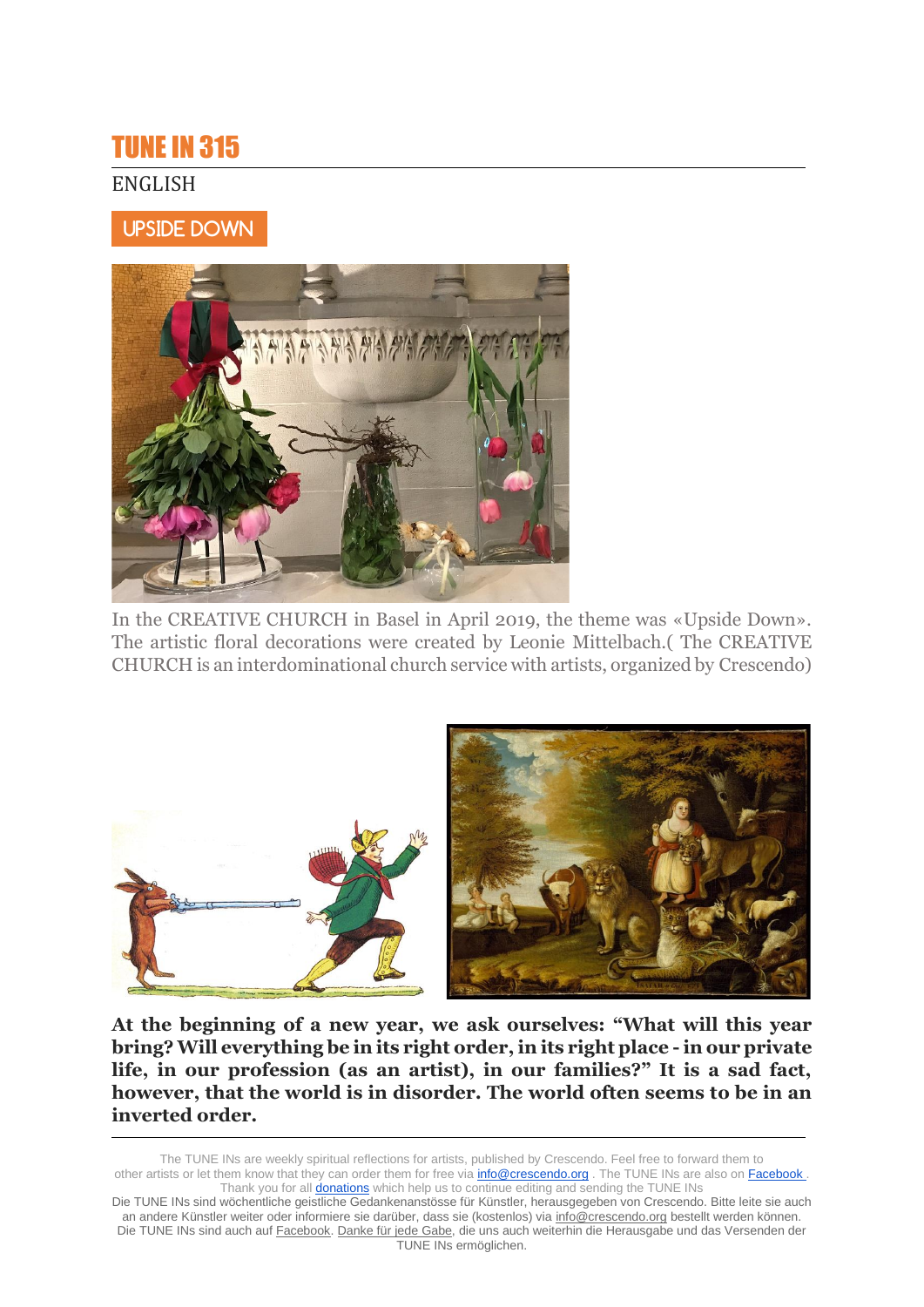# TUNE IN 315

ENGLISH

## UPSIDE DOWN

In the CREATIVE CHURCH in Basel in April 2019, the theme was «Upside Down». The artistic floral decorations were created by Leonie Mittelbach.( The CREATIVE CHURCH is an interdominational church service with artists, organized by Crescendo)

**At the beginning of a new year, we ask ourselves: "What will this year bring? Will everything be in its right order, in its right place - in our private life, in our profession (as an artist), in our families?" It is a sad fact, however, that the world is in disorder. The world often seems to be in an inverted order.**

---

The TUNE INs are weekly spiritual reflections for artists, published by Crescendo. Feel free to forward them to other artists or let them know that they can order them for free via info@crescendo.org . The TUNE INs are also on Facebook . Thank you for all donations which help us to continue editing and sending the TUNE INs

Die TUNE INs sind wöchentliche geistliche Gedankenanstösse für Künstler, herausgegeben von Crescendo. Bitte leite sie auch an andere Künstler weiter oder informiere sie darüber, dass sie (kostenlos) via info@crescendo.org bestellt werden können. Die TUNE INs sind auch auf Facebook. Danke für jede Gabe, die uns auch weiterhin die Herausgabe und das Versenden der TUNE INs ermöglichen.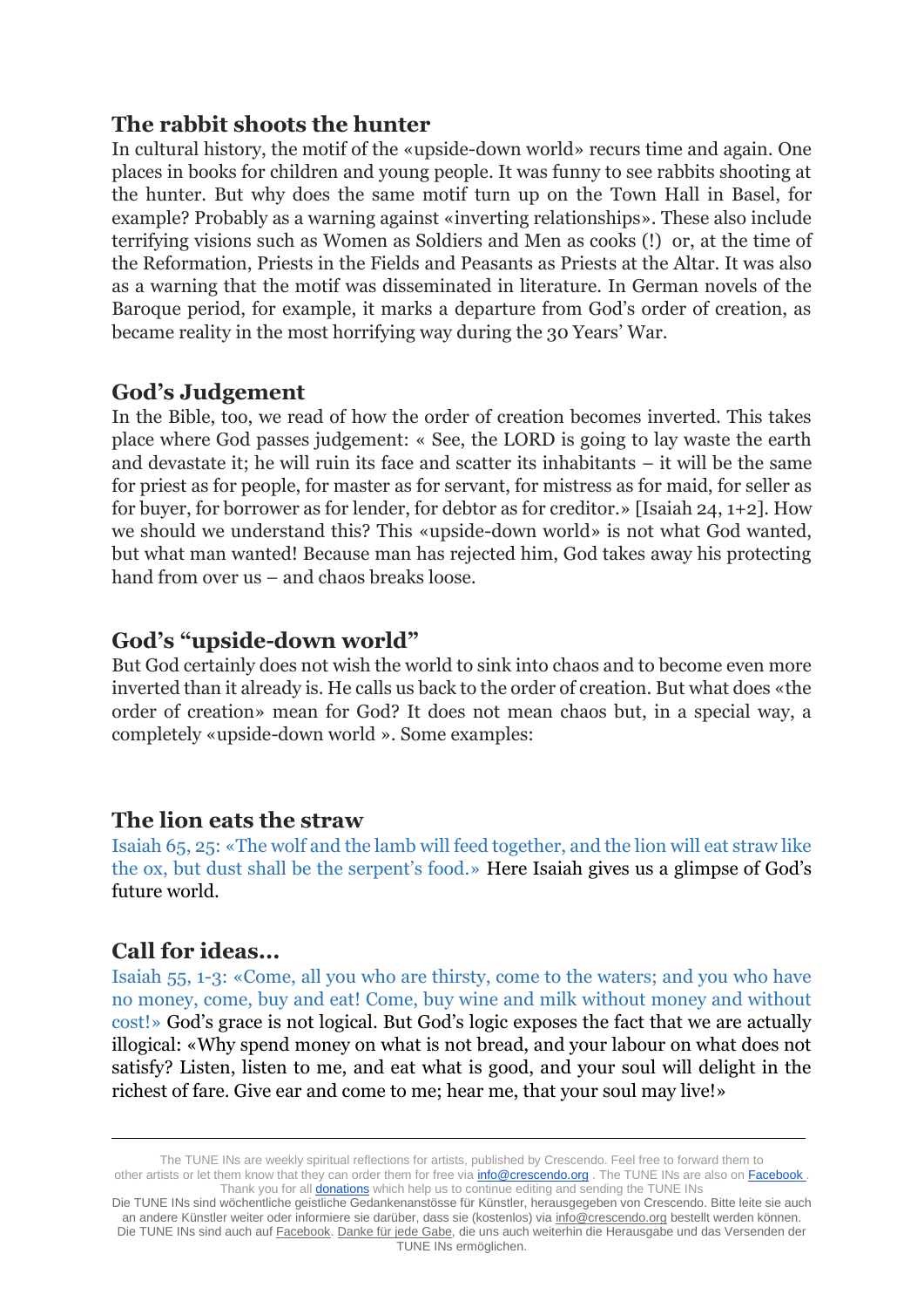## The rabbit shoots the hunter

In cultural history, the motif of the «upside-down world» recurs time and again. One places in books for children and young people. It was funny to see rabbits shooting at the hunter. But why does the same motif turn up on the Town Hall in Basel, for example? Probably as a warning against «inverting relationships». These also include terrifying visions such as Women as Soldiers and Men as cooks (!) or, at the time of the Reformation, Priests in the Fields and Peasants as Priests at the Altar. It was also as a warning that the motif was disseminated in literature. In German novels of the Baroque period, for example, it marks a departure from God's order of creation, as became reality in the most horrifying way during the 30 Years' War.

## God's Judgement

In the Bible, too, we read of how the order of creation becomes inverted. This takes place where God passes judgement: « See, the LORD is going to lay waste the earth and devastate it; he will ruin its face and scatter its inhabitants – it will be the same for priest as for people, for master as for servant, for mistress as for maid, for seller as for buyer, for borrower as for lender, for debtor as for creditor.» [Isaiah 24, 1+2]. How we should we understand this? This «upside-down world» is not what God wanted, but what man wanted! Because man has rejected him, God takes away his protecting hand from over us – and chaos breaks loose.

## God's "upside-down world"

But God certainly does not wish the world to sink into chaos and to become even more inverted than it already is. He calls us back to the order of creation. But what does «the order of creation» mean for God? It does not mean chaos but, in a special way, a completely «upside-down world ». Some examples:

## The lion eats the straw

Isaiah 65, 25: «The wolf and the lamb will feed together, and the lion will eat straw like the ox, but dust shall be the serpent's food.» Here Isaiah gives us a glimpse of God's future world.

## Call for ideas...

Isaiah 55, 1-3: «Come, all you who are thirsty, come to the waters; and you who have no money, come, buy and eat! Come, buy wine and milk without money and without cost!» God's grace is not logical. But God's logic exposes the fact that we are actually illogical: «Why spend money on what is not bread, and your labour on what does not satisfy? Listen, listen to me, and eat what is good, and your soul will delight in the richest of fare. Give ear and come to me; hear me, that your soul may live!»

---

The TUNE INs are weekly spiritual reflections for artists, published by Crescendo. Feel free to forward them to other artists or let them know that they can order them for free via info@crescendo.org . The TUNE INs are also on Facebook . Thank you for all donations which help us to continue editing and sending the TUNE INs

Die TUNE INs sind wöchentliche geistliche Gedankenanstösse für Künstler, herausgegeben von Crescendo. Bitte leite sie auch an andere Künstler weiter oder informiere sie darüber, dass sie (kostenlos) via info@crescendo.org bestellt werden können. Die TUNE INs sind auch auf Facebook. Danke für jede Gabe, die uns auch weiterhin die Herausgabe und das Versenden der TUNE INs ermöglichen.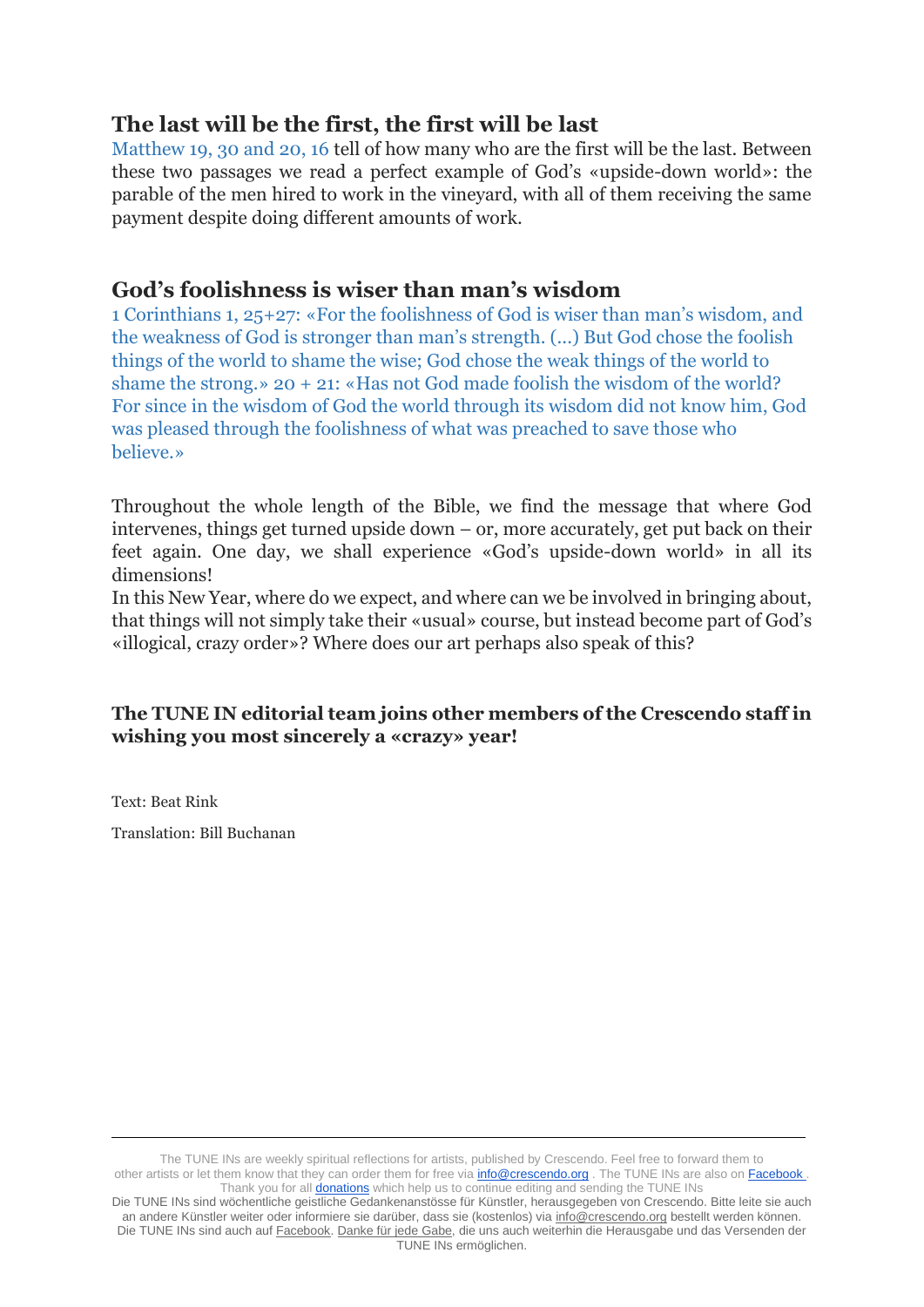## The last will be the first, the first will be last

Matthew 19, 30 and 20, 16 tell of how many who are the first will be the last. Between these two passages we read a perfect example of God's «upside-down world»: the parable of the men hired to work in the vineyard, with all of them receiving the same payment despite doing different amounts of work.

## God's foolishness is wiser than man's wisdom

1 Corinthians 1, 25+27: «For the foolishness of God is wiser than man's wisdom, and the weakness of God is stronger than man's strength. (...) But God chose the foolish things of the world to shame the wise; God chose the weak things of the world to shame the strong.» 20 + 21: «Has not God made foolish the wisdom of the world? For since in the wisdom of God the world through its wisdom did not know him, God was pleased through the foolishness of what was preached to save those who believe.»

Throughout the whole length of the Bible, we find the message that where God intervenes, things get turned upside down – or, more accurately, get put back on their feet again. One day, we shall experience «God's upside-down world» in all its dimensions!

In this New Year, where do we expect, and where can we be involved in bringing about, that things will not simply take their «usual» course, but instead become part of God's «illogical, crazy order»? Where does our art perhaps also speak of this?

**The TUNE IN editorial team joins other members of the Crescendo staff in wishing you most sincerely a «crazy» year!**

Text: Beat Rink

Translation: Bill Buchanan

---

The TUNE INs are weekly spiritual reflections for artists, published by Crescendo. Feel free to forward them to other artists or let them know that they can order them for free via info@crescendo.org . The TUNE INs are also on Facebook . Thank you for all donations which help us to continue editing and sending the TUNE INs

Die TUNE INs sind wöchentliche geistliche Gedankenanstösse für Künstler, herausgegeben von Crescendo. Bitte leite sie auch an andere Künstler weiter oder informiere sie darüber, dass sie (kostenlos) via info@crescendo.org bestellt werden können. Die TUNE INs sind auch auf Facebook. Danke für jede Gabe, die uns auch weiterhin die Herausgabe und das Versenden der TUNE INs ermöglichen.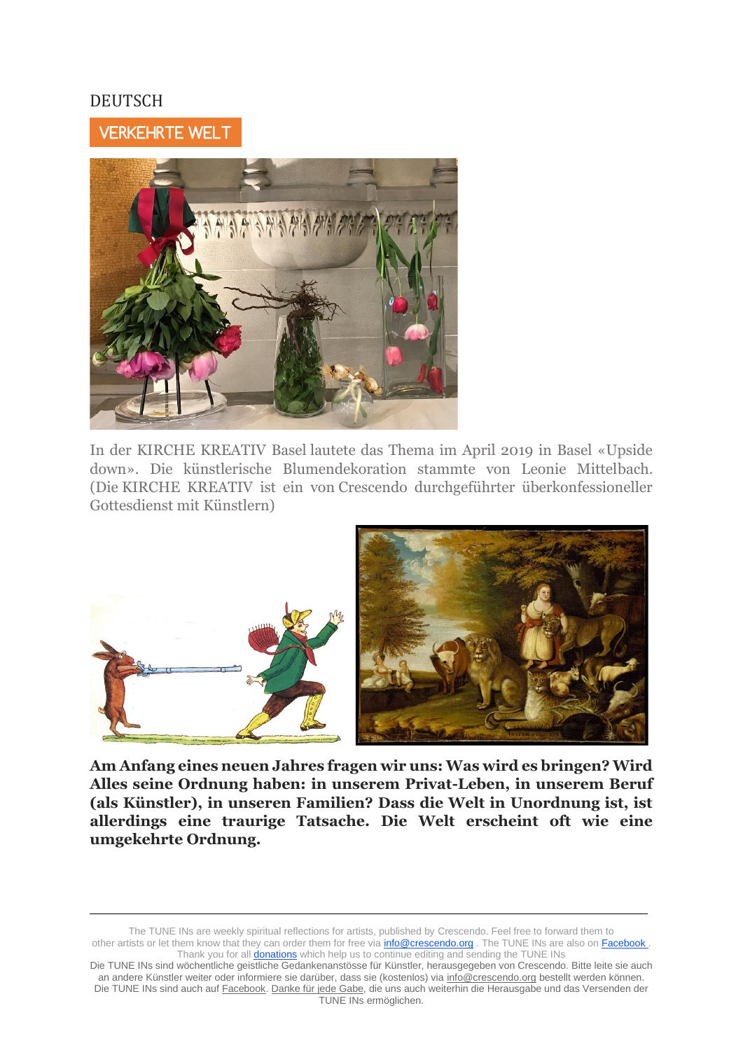DEUTSCH

## VERKEHRTE WELT

In der KIRCHE KREATIV Basel lautete das Thema im April 2019 in Basel «Upside down». Die künstlerische Blumendekoration stammte von Leonie Mittelbach. (Die KIRCHE KREATIV ist ein von Crescendo durchgeführter überkonfessioneller Gottesdienst mit Künstlern)

**Am Anfang eines neuen Jahres fragen wir uns: Was wird es bringen? Wird Alles seine Ordnung haben: in unserem Privat-Leben, in unserem Beruf (als Künstler), in unseren Familien? Dass die Welt in Unordnung ist, ist allerdings eine traurige Tatsache. Die Welt erscheint oft wie eine umgekehrte Ordnung.**

---

The TUNE INs are weekly spiritual reflections for artists, published by Crescendo. Feel free to forward them to other artists or let them know that they can order them for free via info@crescendo.org . The TUNE INs are also on Facebook . Thank you for all donations which help us to continue editing and sending the TUNE INs

Die TUNE INs sind wöchentliche geistliche Gedankenanstösse für Künstler, herausgegeben von Crescendo. Bitte leite sie auch an andere Künstler weiter oder informiere sie darüber, dass sie (kostenlos) via info@crescendo.org bestellt werden können. Die TUNE INs sind auch auf Facebook. Danke für jede Gabe, die uns auch weiterhin die Herausgabe und das Versenden der TUNE INs ermöglichen.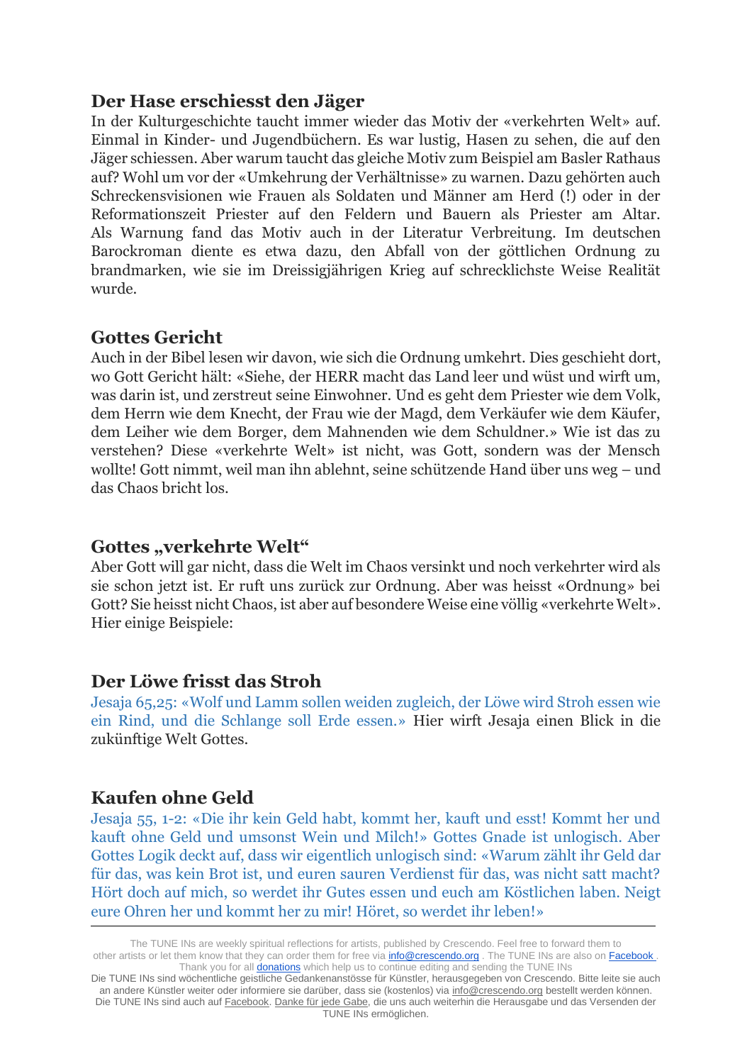## Der Hase erschiesst den Jäger

In der Kulturgeschichte taucht immer wieder das Motiv der «verkehrten Welt» auf. Einmal in Kinder- und Jugendbüchern. Es war lustig, Hasen zu sehen, die auf den Jäger schiessen. Aber warum taucht das gleiche Motiv zum Beispiel am Basler Rathaus auf? Wohl um vor der «Umkehrung der Verhältnisse» zu warnen. Dazu gehörten auch Schreckensvisionen wie Frauen als Soldaten und Männer am Herd (!) oder in der Reformationszeit Priester auf den Feldern und Bauern als Priester am Altar. Als Warnung fand das Motiv auch in der Literatur Verbreitung. Im deutschen Barockroman diente es etwa dazu, den Abfall von der göttlichen Ordnung zu brandmarken, wie sie im Dreissigjährigen Krieg auf schrecklichste Weise Realität wurde.

## Gottes Gericht

Auch in der Bibel lesen wir davon, wie sich die Ordnung umkehrt. Dies geschieht dort, wo Gott Gericht hält: «Siehe, der HERR macht das Land leer und wüst und wirft um, was darin ist, und zerstreut seine Einwohner. Und es geht dem Priester wie dem Volk, dem Herrn wie dem Knecht, der Frau wie der Magd, dem Verkäufer wie dem Käufer, dem Leiher wie dem Borger, dem Mahnenden wie dem Schuldner.» Wie ist das zu verstehen? Diese «verkehrte Welt» ist nicht, was Gott, sondern was der Mensch wollte! Gott nimmt, weil man ihn ablehnt, seine schützende Hand über uns weg – und das Chaos bricht los.

## Gottes „verkehrte Welt"

Aber Gott will gar nicht, dass die Welt im Chaos versinkt und noch verkehrter wird als sie schon jetzt ist. Er ruft uns zurück zur Ordnung. Aber was heisst «Ordnung» bei Gott? Sie heisst nicht Chaos, ist aber auf besondere Weise eine völlig «verkehrte Welt». Hier einige Beispiele:

## Der Löwe frisst das Stroh

Jesaja 65,25: «Wolf und Lamm sollen weiden zugleich, der Löwe wird Stroh essen wie ein Rind, und die Schlange soll Erde essen.» Hier wirft Jesaja einen Blick in die zukünftige Welt Gottes.

## Kaufen ohne Geld

Jesaja 55, 1-2: «Die ihr kein Geld habt, kommt her, kauft und esst! Kommt her und kauft ohne Geld und umsonst Wein und Milch!» Gottes Gnade ist unlogisch. Aber Gottes Logik deckt auf, dass wir eigentlich unlogisch sind: «Warum zählt ihr Geld dar für das, was kein Brot ist, und euren sauren Verdienst für das, was nicht satt macht? Hört doch auf mich, so werdet ihr Gutes essen und euch am Köstlichen laben. Neigt eure Ohren her und kommt her zu mir! Höret, so werdet ihr leben!»

---

The TUNE INs are weekly spiritual reflections for artists, published by Crescendo. Feel free to forward them to other artists or let them know that they can order them for free via info@crescendo.org . The TUNE INs are also on Facebook . Thank you for all donations which help us to continue editing and sending the TUNE INs

Die TUNE INs sind wöchentliche geistliche Gedankenanstösse für Künstler, herausgegeben von Crescendo. Bitte leite sie auch an andere Künstler weiter oder informiere sie darüber, dass sie (kostenlos) via info@crescendo.org bestellt werden können. Die TUNE INs sind auch auf Facebook. Danke für jede Gabe, die uns auch weiterhin die Herausgabe und das Versenden der TUNE INs ermöglichen.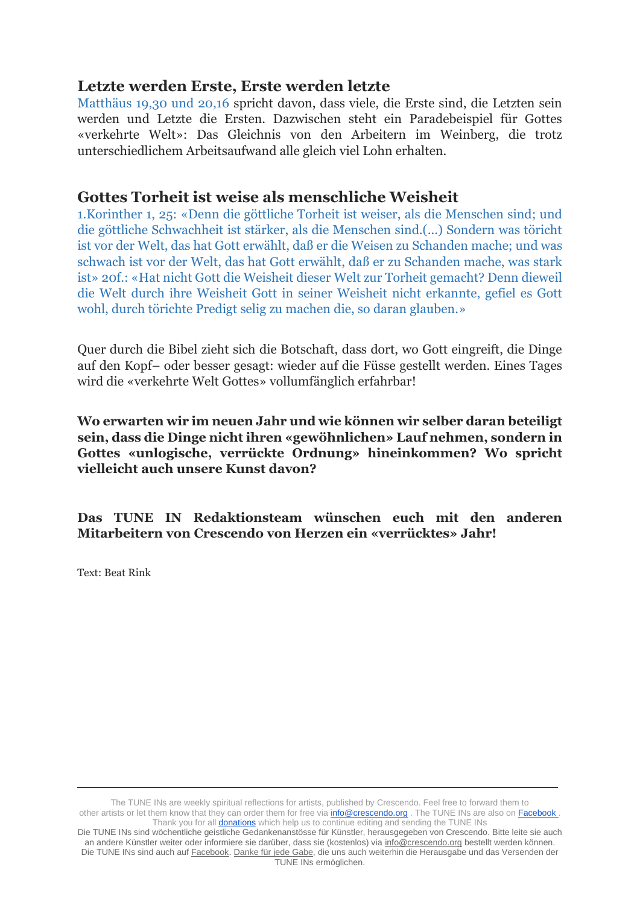## Letzte werden Erste, Erste werden letzte

Matthäus 19,30 und 20,16 spricht davon, dass viele, die Erste sind, die Letzten sein werden und Letzte die Ersten. Dazwischen steht ein Paradebeispiel für Gottes «verkehrte Welt»: Das Gleichnis von den Arbeitern im Weinberg, die trotz unterschiedlichem Arbeitsaufwand alle gleich viel Lohn erhalten.

## Gottes Torheit ist weise als menschliche Weisheit

1.Korinther 1, 25: «Denn die göttliche Torheit ist weiser, als die Menschen sind; und die göttliche Schwachheit ist stärker, als die Menschen sind.(...) Sondern was töricht ist vor der Welt, das hat Gott erwählt, daß er die Weisen zu Schanden mache; und was schwach ist vor der Welt, das hat Gott erwählt, daß er zu Schanden mache, was stark ist» 20f.: «Hat nicht Gott die Weisheit dieser Welt zur Torheit gemacht? Denn dieweil die Welt durch ihre Weisheit Gott in seiner Weisheit nicht erkannte, gefiel es Gott wohl, durch törichte Predigt selig zu machen die, so daran glauben.»

Quer durch die Bibel zieht sich die Botschaft, dass dort, wo Gott eingreift, die Dinge auf den Kopf– oder besser gesagt: wieder auf die Füsse gestellt werden. Eines Tages wird die «verkehrte Welt Gottes» vollumfänglich erfahrbar!

**Wo erwarten wir im neuen Jahr und wie können wir selber daran beteiligt sein, dass die Dinge nicht ihren «gewöhnlichen» Lauf nehmen, sondern in Gottes «unlogische, verrückte Ordnung» hineinkommen? Wo spricht vielleicht auch unsere Kunst davon?**

**Das TUNE IN Redaktionsteam wünschen euch mit den anderen Mitarbeitern von Crescendo von Herzen ein «verrücktes» Jahr!**

Text: Beat Rink

---

The TUNE INs are weekly spiritual reflections for artists, published by Crescendo. Feel free to forward them to other artists or let them know that they can order them for free via info@crescendo.org . The TUNE INs are also on Facebook . Thank you for all donations which help us to continue editing and sending the TUNE INs

Die TUNE INs sind wöchentliche geistliche Gedankenanstösse für Künstler, herausgegeben von Crescendo. Bitte leite sie auch an andere Künstler weiter oder informiere sie darüber, dass sie (kostenlos) via info@crescendo.org bestellt werden können. Die TUNE INs sind auch auf Facebook. Danke für jede Gabe, die uns auch weiterhin die Herausgabe und das Versenden der TUNE INs ermöglichen.